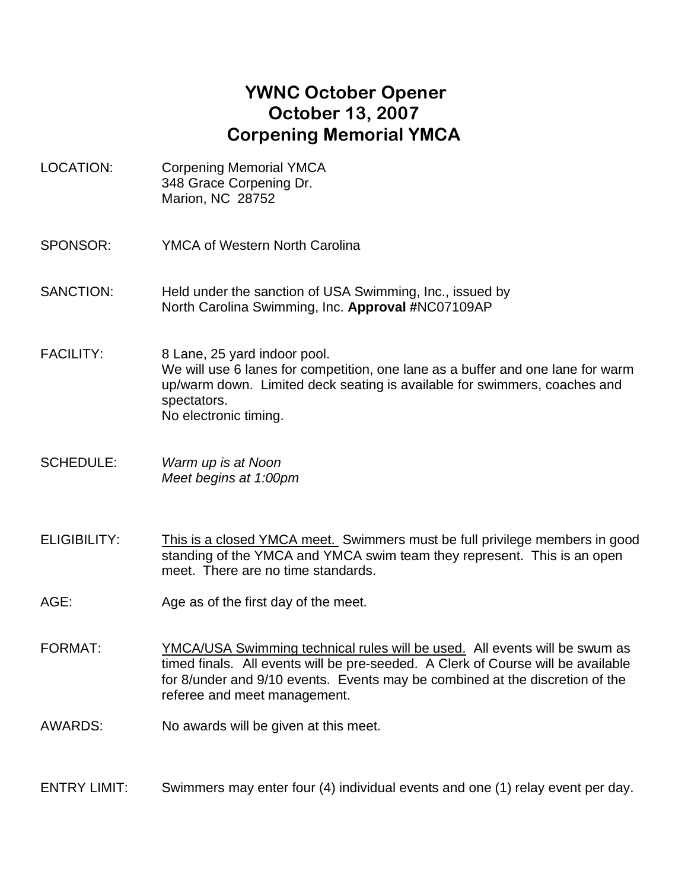# YWNC October Opener
# October 13, 2007
# Corpening Memorial YMCA

LOCATION: Corpening Memorial YMCA
348 Grace Corpening Dr.
Marion, NC 28752

SPONSOR: YMCA of Western North Carolina

SANCTION: Held under the sanction of USA Swimming, Inc., issued by North Carolina Swimming, Inc. **Approval #**NC07109AP

FACILITY: 8 Lane, 25 yard indoor pool.
We will use 6 lanes for competition, one lane as a buffer and one lane for warm up/warm down. Limited deck seating is available for swimmers, coaches and spectators.
No electronic timing.

SCHEDULE: *Warm up is at Noon*
*Meet begins at 1:00pm*

ELIGIBILITY: <u>This is a closed YMCA meet.</u> Swimmers must be full privilege members in good standing of the YMCA and YMCA swim team they represent. This is an open meet. There are no time standards.

AGE: Age as of the first day of the meet.

FORMAT: <u>YMCA/USA Swimming technical rules will be used.</u> All events will be swum as timed finals. All events will be pre-seeded. A Clerk of Course will be available for 8/under and 9/10 events. Events may be combined at the discretion of the referee and meet management.

AWARDS: No awards will be given at this meet.

ENTRY LIMIT: Swimmers may enter four (4) individual events and one (1) relay event per day.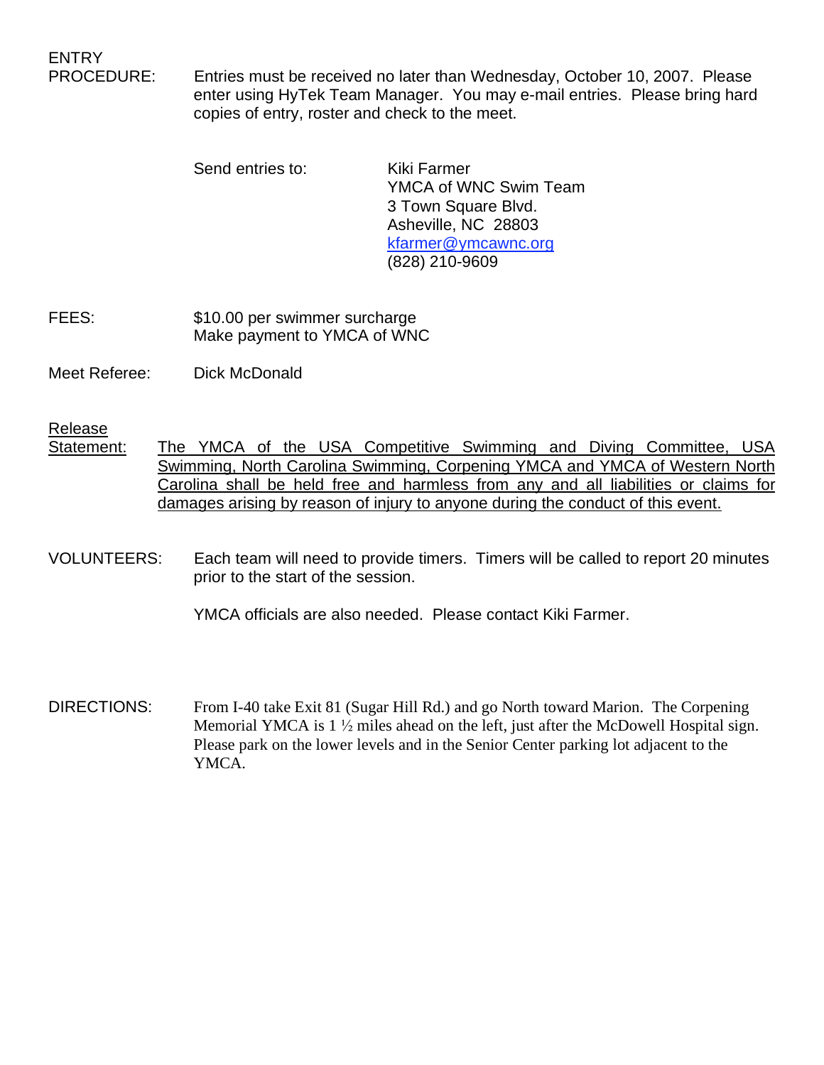**ENTRY PROCEDURE:** Entries must be received no later than Wednesday, October 10, 2007. Please enter using HyTek Team Manager. You may e-mail entries. Please bring hard copies of entry, roster and check to the meet.

Send entries to:

Kiki Farmer
YMCA of WNC Swim Team
3 Town Square Blvd.
Asheville, NC 28803
kfarmer@ymcawnc.org
(828) 210-9609

**FEES:** $10.00 per swimmer surcharge
Make payment to YMCA of WNC

**Meet Referee:** Dick McDonald

**Release Statement:** The YMCA of the USA Competitive Swimming and Diving Committee, USA Swimming, North Carolina Swimming, Corpening YMCA and YMCA of Western North Carolina shall be held free and harmless from any and all liabilities or claims for damages arising by reason of injury to anyone during the conduct of this event.

**VOLUNTEERS:** Each team will need to provide timers. Timers will be called to report 20 minutes prior to the start of the session.

YMCA officials are also needed. Please contact Kiki Farmer.

**DIRECTIONS:** From I-40 take Exit 81 (Sugar Hill Rd.) and go North toward Marion. The Corpening Memorial YMCA is 1 ½ miles ahead on the left, just after the McDowell Hospital sign. Please park on the lower levels and in the Senior Center parking lot adjacent to the YMCA.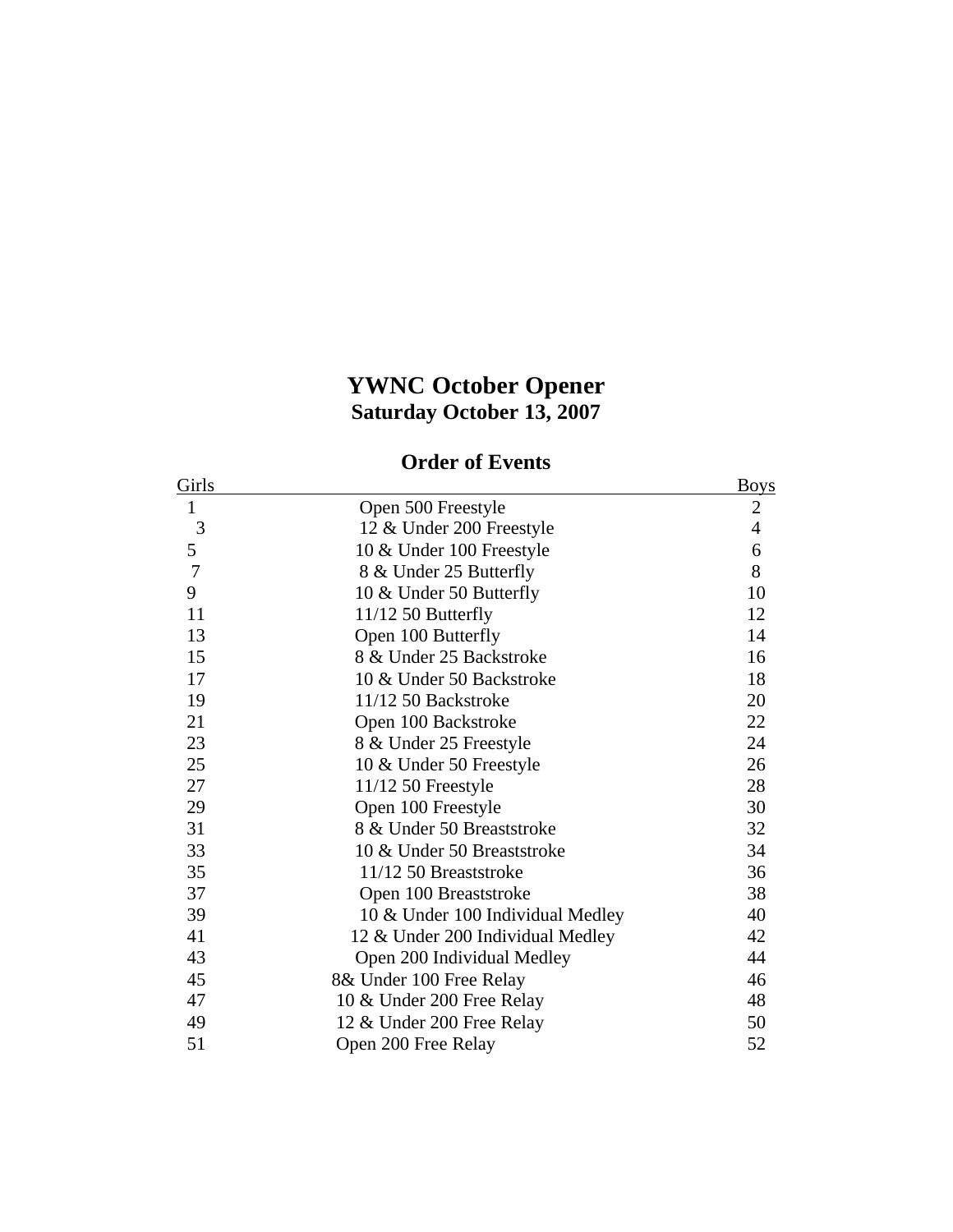# YWNC October Opener

## Saturday October 13, 2007

### Order of Events

| Girls | | Boys |
|---|---|---|
| 1 | Open 500 Freestyle | 2 |
| 3 | 12 & Under 200 Freestyle | 4 |
| 5 | 10 & Under 100 Freestyle | 6 |
| 7 | 8 & Under 25 Butterfly | 8 |
| 9 | 10 & Under 50 Butterfly | 10 |
| 11 | 11/12 50 Butterfly | 12 |
| 13 | Open 100 Butterfly | 14 |
| 15 | 8 & Under 25 Backstroke | 16 |
| 17 | 10 & Under 50 Backstroke | 18 |
| 19 | 11/12 50 Backstroke | 20 |
| 21 | Open 100 Backstroke | 22 |
| 23 | 8 & Under 25 Freestyle | 24 |
| 25 | 10 & Under 50 Freestyle | 26 |
| 27 | 11/12 50 Freestyle | 28 |
| 29 | Open 100 Freestyle | 30 |
| 31 | 8 & Under 50 Breaststroke | 32 |
| 33 | 10 & Under 50 Breaststroke | 34 |
| 35 | 11/12 50 Breaststroke | 36 |
| 37 | Open 100 Breaststroke | 38 |
| 39 | 10 & Under 100 Individual Medley | 40 |
| 41 | 12 & Under 200 Individual Medley | 42 |
| 43 | Open 200 Individual Medley | 44 |
| 45 | 8& Under 100 Free Relay | 46 |
| 47 | 10 & Under 200 Free Relay | 48 |
| 49 | 12 & Under 200 Free Relay | 50 |
| 51 | Open 200 Free Relay | 52 |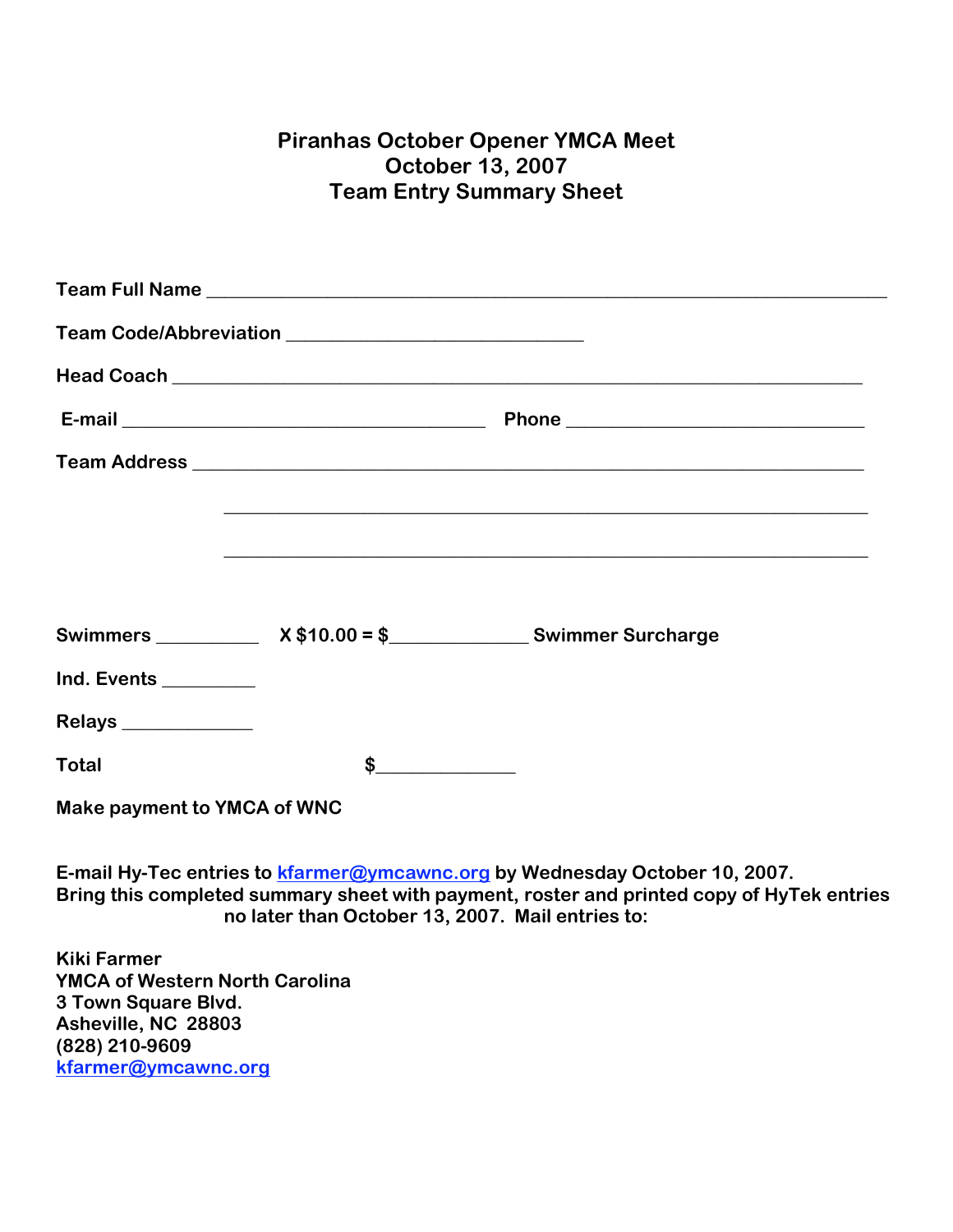# Piranhas October Opener YMCA Meet
# October 13, 2007
# Team Entry Summary Sheet

**Team Full Name** ______________________________________________________________

**Team Code/Abbreviation** ____________________________

**Head Coach** _________________________________________________________________

**E-mail** __________________________________ **Phone** ________________________

**Team Address** _______________________________________________________________

_______________________________________________________________

_______________________________________________________________

**Swimmers** __________ **X $10.00 = $**_____________ **Swimmer Surcharge**

**Ind. Events** _________

**Relays** ____________

**Total** **$**_____________

**Make payment to YMCA of WNC**

**E-mail Hy-Tec entries to kfarmer@ymcawnc.org by Wednesday October 10, 2007.**
**Bring this completed summary sheet with payment, roster and printed copy of HyTek entries no later than October 13, 2007. Mail entries to:**

**Kiki Farmer**
**YMCA of Western North Carolina**
**3 Town Square Blvd.**
**Asheville, NC 28803**
**(828) 210-9609**
**kfarmer@ymcawnc.org**